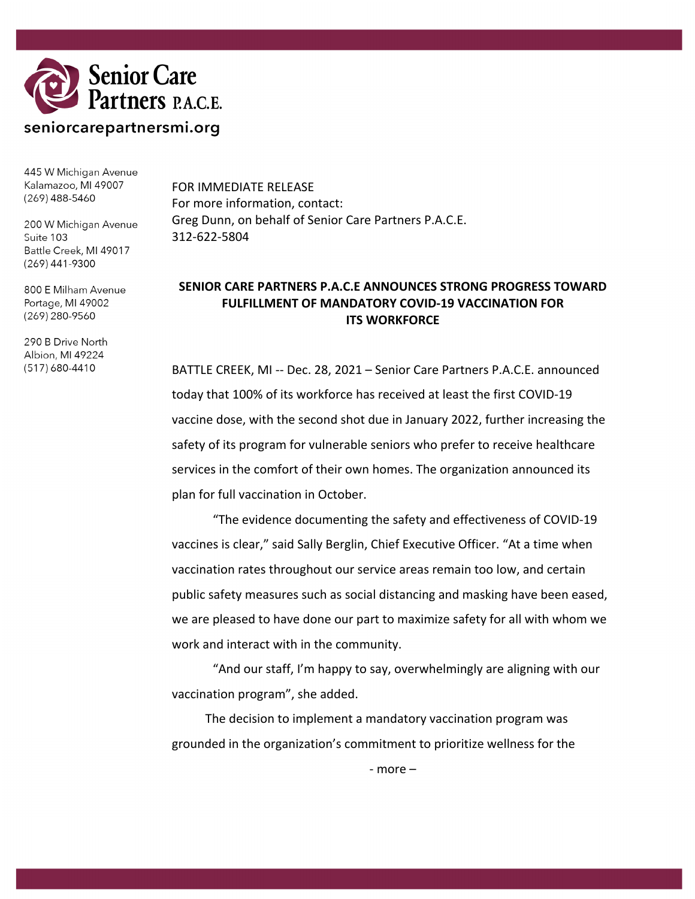**Senior Care Partners P.A.C.E.**

seniorcarepartnersmi.org

445 W Michigan Avenue
Kalamazoo, MI 49007
(269) 488-5460

200 W Michigan Avenue
Suite 103
Battle Creek, MI 49017
(269) 441-9300

800 E Milham Avenue
Portage, MI 49002
(269) 280-9560

290 B Drive North
Albion, MI 49224
(517) 680-4410

FOR IMMEDIATE RELEASE
For more information, contact:
Greg Dunn, on behalf of Senior Care Partners P.A.C.E.
312-622-5804

## SENIOR CARE PARTNERS P.A.C.E ANNOUNCES STRONG PROGRESS TOWARD FULFILLMENT OF MANDATORY COVID-19 VACCINATION FOR ITS WORKFORCE

BATTLE CREEK, MI -- Dec. 28, 2021 – Senior Care Partners P.A.C.E. announced today that 100% of its workforce has received at least the first COVID-19 vaccine dose, with the second shot due in January 2022, further increasing the safety of its program for vulnerable seniors who prefer to receive healthcare services in the comfort of their own homes. The organization announced its plan for full vaccination in October.

"The evidence documenting the safety and effectiveness of COVID-19 vaccines is clear," said Sally Berglin, Chief Executive Officer. "At a time when vaccination rates throughout our service areas remain too low, and certain public safety measures such as social distancing and masking have been eased, we are pleased to have done our part to maximize safety for all with whom we work and interact with in the community.

"And our staff, I'm happy to say, overwhelmingly are aligning with our vaccination program", she added.

The decision to implement a mandatory vaccination program was grounded in the organization's commitment to prioritize wellness for the

- more –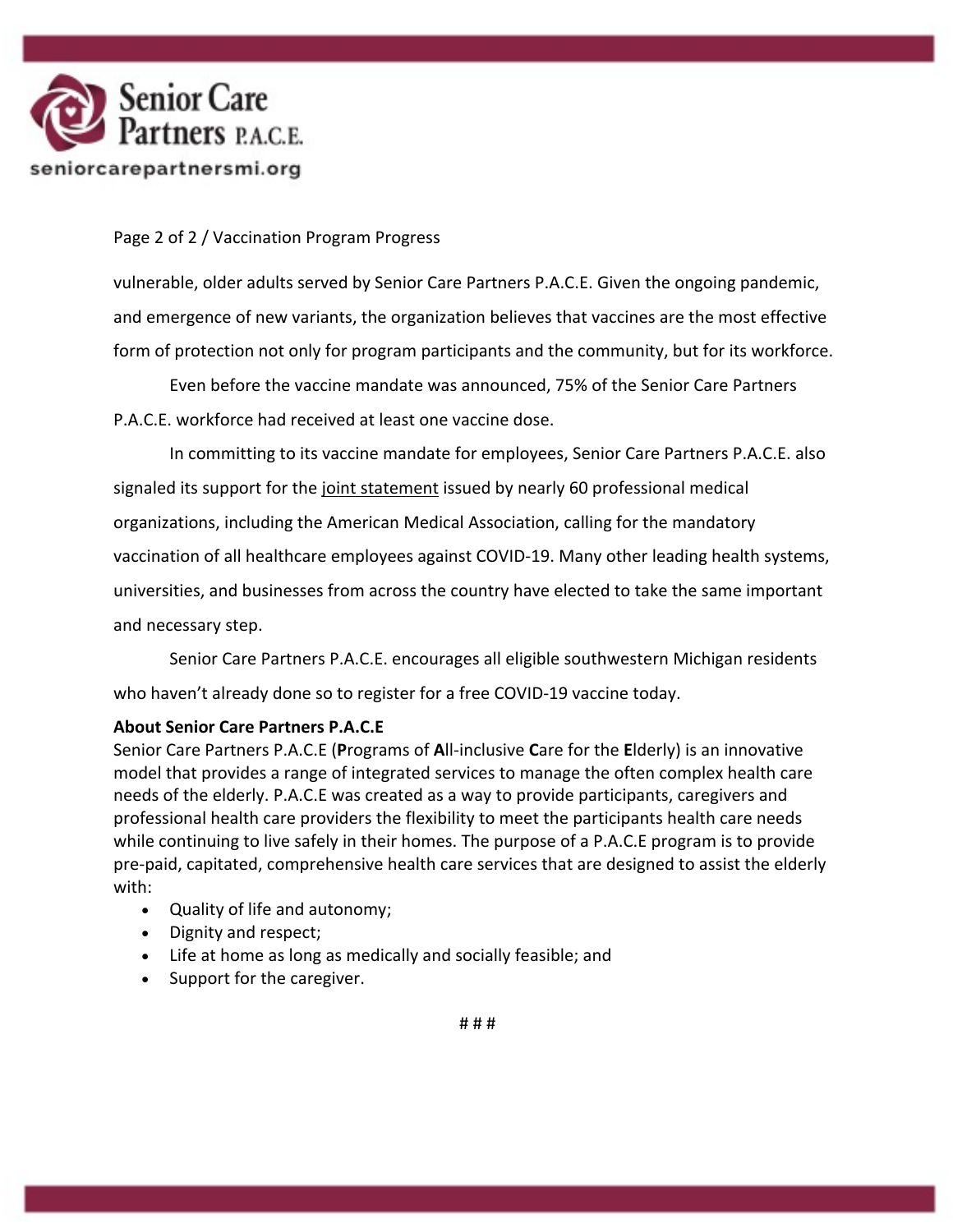vulnerable, older adults served by Senior Care Partners P.A.C.E. Given the ongoing pandemic, and emergence of new variants, the organization believes that vaccines are the most effective form of protection not only for program participants and the community, but for its workforce.

Even before the vaccine mandate was announced, 75% of the Senior Care Partners P.A.C.E. workforce had received at least one vaccine dose.

In committing to its vaccine mandate for employees, Senior Care Partners P.A.C.E. also signaled its support for the joint statement issued by nearly 60 professional medical organizations, including the American Medical Association, calling for the mandatory vaccination of all healthcare employees against COVID-19. Many other leading health systems, universities, and businesses from across the country have elected to take the same important and necessary step.

Senior Care Partners P.A.C.E. encourages all eligible southwestern Michigan residents who haven't already done so to register for a free COVID-19 vaccine today.

**About Senior Care Partners P.A.C.E**

Senior Care Partners P.A.C.E (**P**rograms of **A**ll-inclusive **C**are for the **E**lderly) is an innovative model that provides a range of integrated services to manage the often complex health care needs of the elderly. P.A.C.E was created as a way to provide participants, caregivers and professional health care providers the flexibility to meet the participants health care needs while continuing to live safely in their homes. The purpose of a P.A.C.E program is to provide pre-paid, capitated, comprehensive health care services that are designed to assist the elderly with:

- Quality of life and autonomy;
- Dignity and respect;
- Life at home as long as medically and socially feasible; and
- Support for the caregiver.

# # #